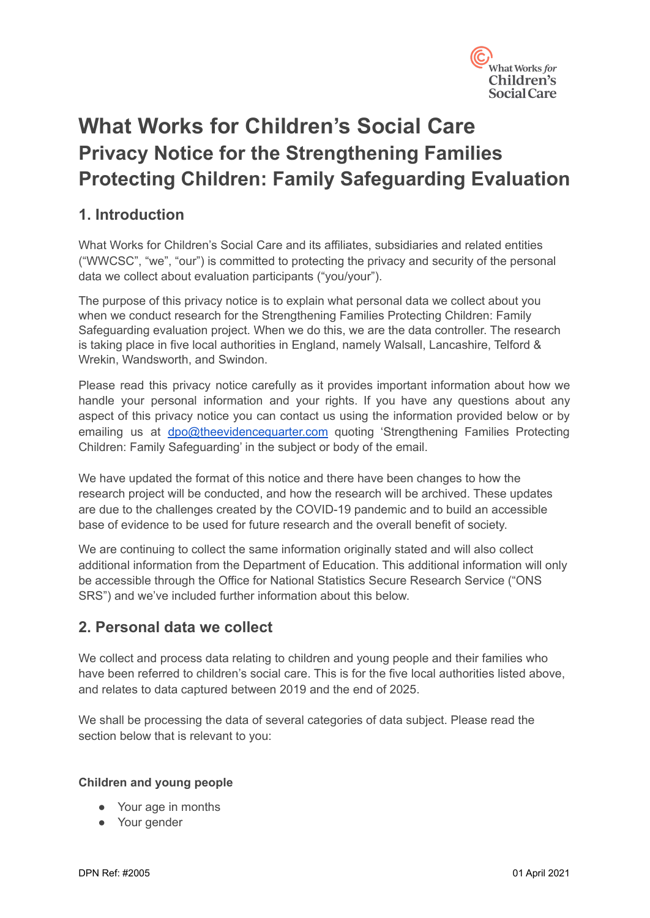# What Works for Children's Social Care
## Privacy Notice for the Strengthening Families Protecting Children: Family Safeguarding Evaluation

## 1. Introduction

What Works for Children's Social Care and its affiliates, subsidiaries and related entities ("WWCSC", "we", "our") is committed to protecting the privacy and security of the personal data we collect about evaluation participants ("you/your").

The purpose of this privacy notice is to explain what personal data we collect about you when we conduct research for the Strengthening Families Protecting Children: Family Safeguarding evaluation project. When we do this, we are the data controller. The research is taking place in five local authorities in England, namely Walsall, Lancashire, Telford & Wrekin, Wandsworth, and Swindon.

Please read this privacy notice carefully as it provides important information about how we handle your personal information and your rights. If you have any questions about any aspect of this privacy notice you can contact us using the information provided below or by emailing us at dpo@theevidencequarter.com quoting 'Strengthening Families Protecting Children: Family Safeguarding' in the subject or body of the email.

We have updated the format of this notice and there have been changes to how the research project will be conducted, and how the research will be archived. These updates are due to the challenges created by the COVID-19 pandemic and to build an accessible base of evidence to be used for future research and the overall benefit of society.

We are continuing to collect the same information originally stated and will also collect additional information from the Department of Education. This additional information will only be accessible through the Office for National Statistics Secure Research Service ("ONS SRS") and we've included further information about this below.

## 2. Personal data we collect

We collect and process data relating to children and young people and their families who have been referred to children's social care. This is for the five local authorities listed above, and relates to data captured between 2019 and the end of 2025.

We shall be processing the data of several categories of data subject. Please read the section below that is relevant to you:

**Children and young people**

- Your age in months
- Your gender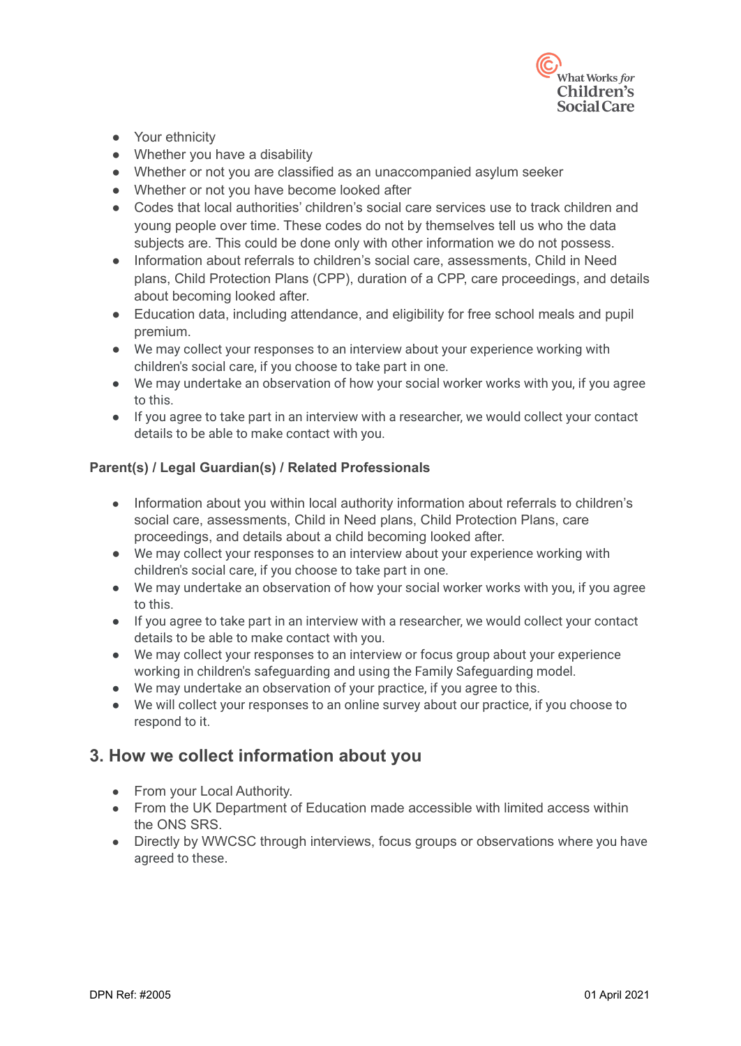- Your ethnicity
- Whether you have a disability
- Whether or not you are classified as an unaccompanied asylum seeker
- Whether or not you have become looked after
- Codes that local authorities' children's social care services use to track children and young people over time. These codes do not by themselves tell us who the data subjects are. This could be done only with other information we do not possess.
- Information about referrals to children's social care, assessments, Child in Need plans, Child Protection Plans (CPP), duration of a CPP, care proceedings, and details about becoming looked after.
- Education data, including attendance, and eligibility for free school meals and pupil premium.
- We may collect your responses to an interview about your experience working with children's social care, if you choose to take part in one.
- We may undertake an observation of how your social worker works with you, if you agree to this.
- If you agree to take part in an interview with a researcher, we would collect your contact details to be able to make contact with you.

**Parent(s) / Legal Guardian(s) / Related Professionals**

- Information about you within local authority information about referrals to children's social care, assessments, Child in Need plans, Child Protection Plans, care proceedings, and details about a child becoming looked after.
- We may collect your responses to an interview about your experience working with children's social care, if you choose to take part in one.
- We may undertake an observation of how your social worker works with you, if you agree to this.
- If you agree to take part in an interview with a researcher, we would collect your contact details to be able to make contact with you.
- We may collect your responses to an interview or focus group about your experience working in children's safeguarding and using the Family Safeguarding model.
- We may undertake an observation of your practice, if you agree to this.
- We will collect your responses to an online survey about our practice, if you choose to respond to it.

## 3. How we collect information about you

- From your Local Authority.
- From the UK Department of Education made accessible with limited access within the ONS SRS.
- Directly by WWCSC through interviews, focus groups or observations where you have agreed to these.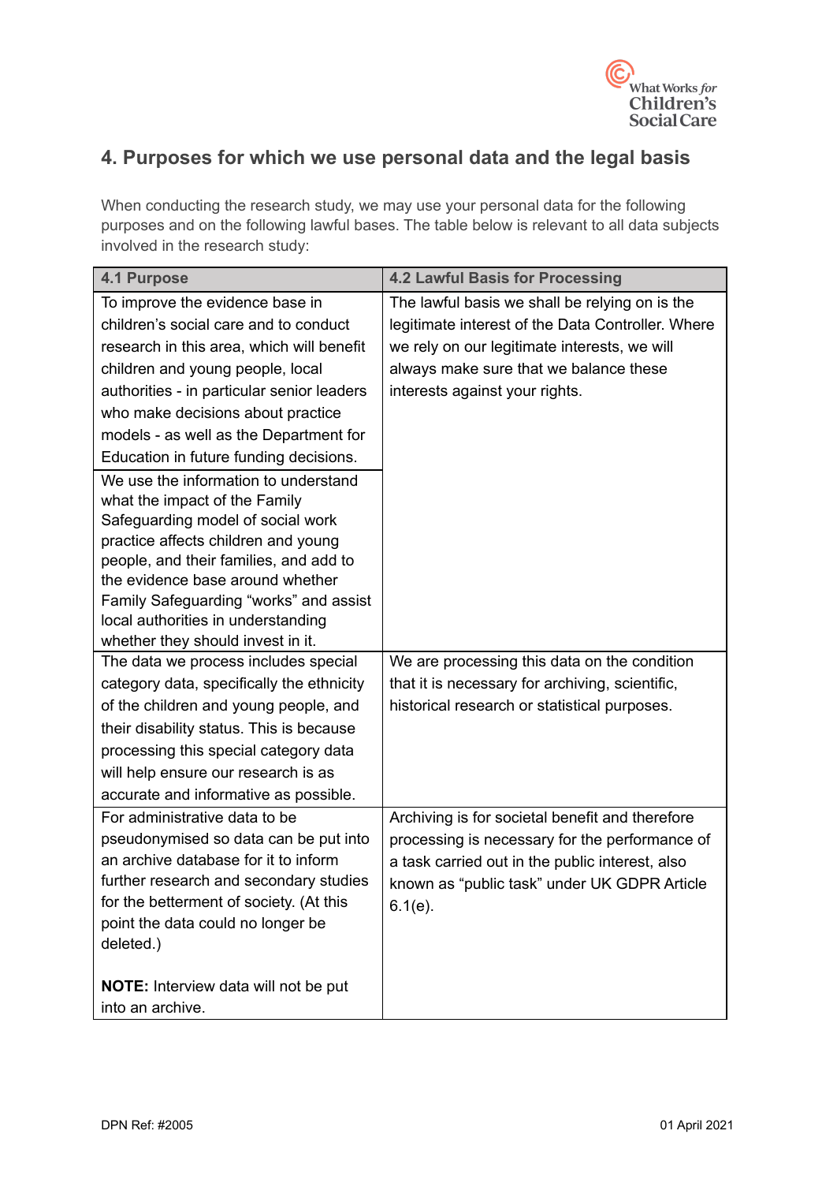## 4. Purposes for which we use personal data and the legal basis

When conducting the research study, we may use your personal data for the following purposes and on the following lawful bases. The table below is relevant to all data subjects involved in the research study:

| 4.1 Purpose | 4.2 Lawful Basis for Processing |
|---|---|
| To improve the evidence base in children's social care and to conduct research in this area, which will benefit children and young people, local authorities - in particular senior leaders who make decisions about practice models - as well as the Department for Education in future funding decisions. | The lawful basis we shall be relying on is the legitimate interest of the Data Controller. Where we rely on our legitimate interests, we will always make sure that we balance these interests against your rights. |
| We use the information to understand what the impact of the Family Safeguarding model of social work practice affects children and young people, and their families, and add to the evidence base around whether Family Safeguarding "works" and assist local authorities in understanding whether they should invest in it. | |
| The data we process includes special category data, specifically the ethnicity of the children and young people, and their disability status. This is because processing this special category data will help ensure our research is as accurate and informative as possible. | We are processing this data on the condition that it is necessary for archiving, scientific, historical research or statistical purposes. |
| For administrative data to be pseudonymised so data can be put into an archive database for it to inform further research and secondary studies for the betterment of society. (At this point the data could no longer be deleted.)<br><br>**NOTE:** Interview data will not be put into an archive. | Archiving is for societal benefit and therefore processing is necessary for the performance of a task carried out in the public interest, also known as "public task" under UK GDPR Article 6.1(e). |

DPN Ref: #2005 01 April 2021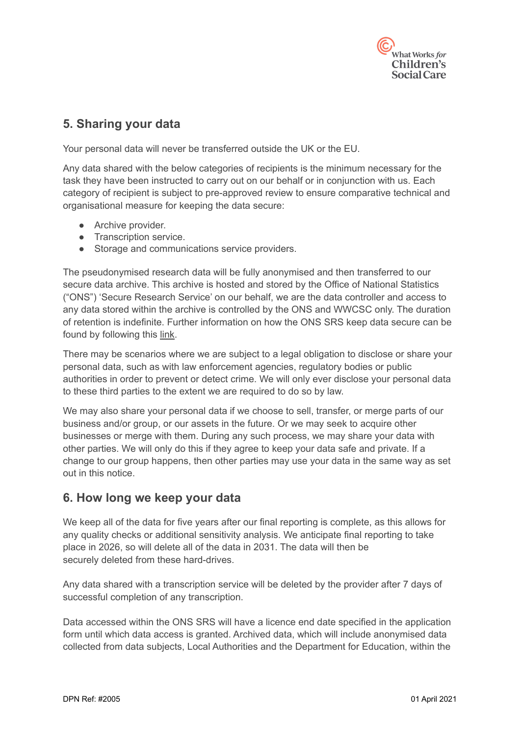## 5. Sharing your data

Your personal data will never be transferred outside the UK or the EU.

Any data shared with the below categories of recipients is the minimum necessary for the task they have been instructed to carry out on our behalf or in conjunction with us. Each category of recipient is subject to pre-approved review to ensure comparative technical and organisational measure for keeping the data secure:

- Archive provider.
- Transcription service.
- Storage and communications service providers.

The pseudonymised research data will be fully anonymised and then transferred to our secure data archive. This archive is hosted and stored by the Office of National Statistics ("ONS") 'Secure Research Service' on our behalf, we are the data controller and access to any data stored within the archive is controlled by the ONS and WWCSC only. The duration of retention is indefinite. Further information on how the ONS SRS keep data secure can be found by following this link.

There may be scenarios where we are subject to a legal obligation to disclose or share your personal data, such as with law enforcement agencies, regulatory bodies or public authorities in order to prevent or detect crime. We will only ever disclose your personal data to these third parties to the extent we are required to do so by law.

We may also share your personal data if we choose to sell, transfer, or merge parts of our business and/or group, or our assets in the future. Or we may seek to acquire other businesses or merge with them. During any such process, we may share your data with other parties. We will only do this if they agree to keep your data safe and private. If a change to our group happens, then other parties may use your data in the same way as set out in this notice.

## 6. How long we keep your data

We keep all of the data for five years after our final reporting is complete, as this allows for any quality checks or additional sensitivity analysis. We anticipate final reporting to take place in 2026, so will delete all of the data in 2031. The data will then be securely deleted from these hard-drives.

Any data shared with a transcription service will be deleted by the provider after 7 days of successful completion of any transcription.

Data accessed within the ONS SRS will have a licence end date specified in the application form until which data access is granted. Archived data, which will include anonymised data collected from data subjects, Local Authorities and the Department for Education, within the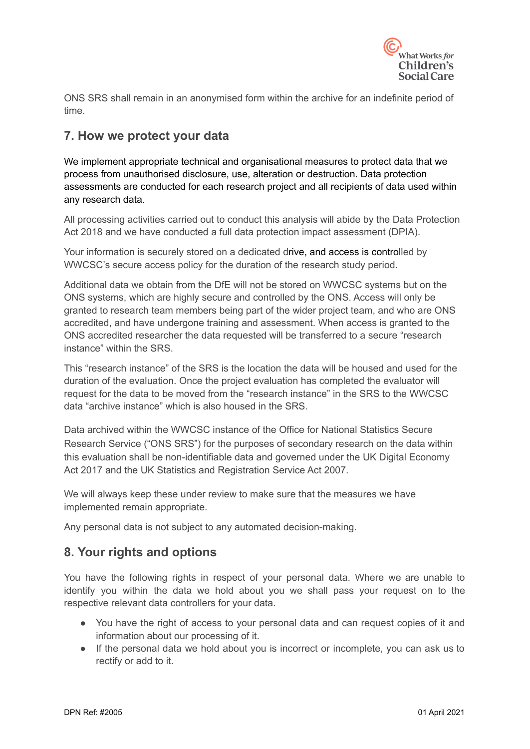ONS SRS shall remain in an anonymised form within the archive for an indefinite period of time.

## 7. How we protect your data

We implement appropriate technical and organisational measures to protect data that we process from unauthorised disclosure, use, alteration or destruction. Data protection assessments are conducted for each research project and all recipients of data used within any research data.

All processing activities carried out to conduct this analysis will abide by the Data Protection Act 2018 and we have conducted a full data protection impact assessment (DPIA).

Your information is securely stored on a dedicated drive, and access is controlled by WWCSC's secure access policy for the duration of the research study period.

Additional data we obtain from the DfE will not be stored on WWCSC systems but on the ONS systems, which are highly secure and controlled by the ONS. Access will only be granted to research team members being part of the wider project team, and who are ONS accredited, and have undergone training and assessment. When access is granted to the ONS accredited researcher the data requested will be transferred to a secure "research instance" within the SRS.

This "research instance" of the SRS is the location the data will be housed and used for the duration of the evaluation. Once the project evaluation has completed the evaluator will request for the data to be moved from the "research instance" in the SRS to the WWCSC data "archive instance" which is also housed in the SRS.

Data archived within the WWCSC instance of the Office for National Statistics Secure Research Service ("ONS SRS") for the purposes of secondary research on the data within this evaluation shall be non-identifiable data and governed under the UK Digital Economy Act 2017 and the UK Statistics and Registration Service Act 2007.

We will always keep these under review to make sure that the measures we have implemented remain appropriate.

Any personal data is not subject to any automated decision-making.

## 8. Your rights and options

You have the following rights in respect of your personal data. Where we are unable to identify you within the data we hold about you we shall pass your request on to the respective relevant data controllers for your data.

- You have the right of access to your personal data and can request copies of it and information about our processing of it.
- If the personal data we hold about you is incorrect or incomplete, you can ask us to rectify or add to it.

DPN Ref: #2005 01 April 2021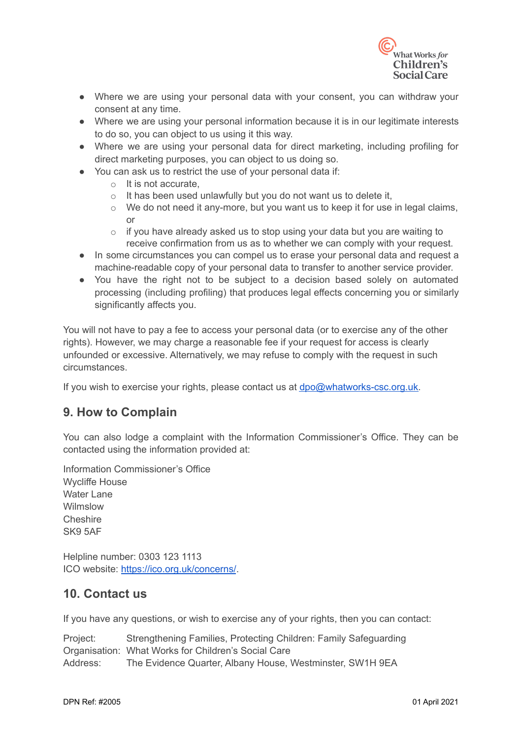- Where we are using your personal data with your consent, you can withdraw your consent at any time.
- Where we are using your personal information because it is in our legitimate interests to do so, you can object to us using it this way.
- Where we are using your personal data for direct marketing, including profiling for direct marketing purposes, you can object to us doing so.
- You can ask us to restrict the use of your personal data if:
  - It is not accurate,
  - It has been used unlawfully but you do not want us to delete it,
  - We do not need it any-more, but you want us to keep it for use in legal claims, or
  - if you have already asked us to stop using your data but you are waiting to receive confirmation from us as to whether we can comply with your request.
- In some circumstances you can compel us to erase your personal data and request a machine-readable copy of your personal data to transfer to another service provider.
- You have the right not to be subject to a decision based solely on automated processing (including profiling) that produces legal effects concerning you or similarly significantly affects you.

You will not have to pay a fee to access your personal data (or to exercise any of the other rights). However, we may charge a reasonable fee if your request for access is clearly unfounded or excessive. Alternatively, we may refuse to comply with the request in such circumstances.

If you wish to exercise your rights, please contact us at dpo@whatworks-csc.org.uk.

## 9. How to Complain

You can also lodge a complaint with the Information Commissioner's Office. They can be contacted using the information provided at:

Information Commissioner's Office
Wycliffe House
Water Lane
Wilmslow
Cheshire
SK9 5AF

Helpline number: 0303 123 1113
ICO website: https://ico.org.uk/concerns/.

## 10. Contact us

If you have any questions, or wish to exercise any of your rights, then you can contact:

Project: Strengthening Families, Protecting Children: Family Safeguarding
Organisation: What Works for Children's Social Care
Address: The Evidence Quarter, Albany House, Westminster, SW1H 9EA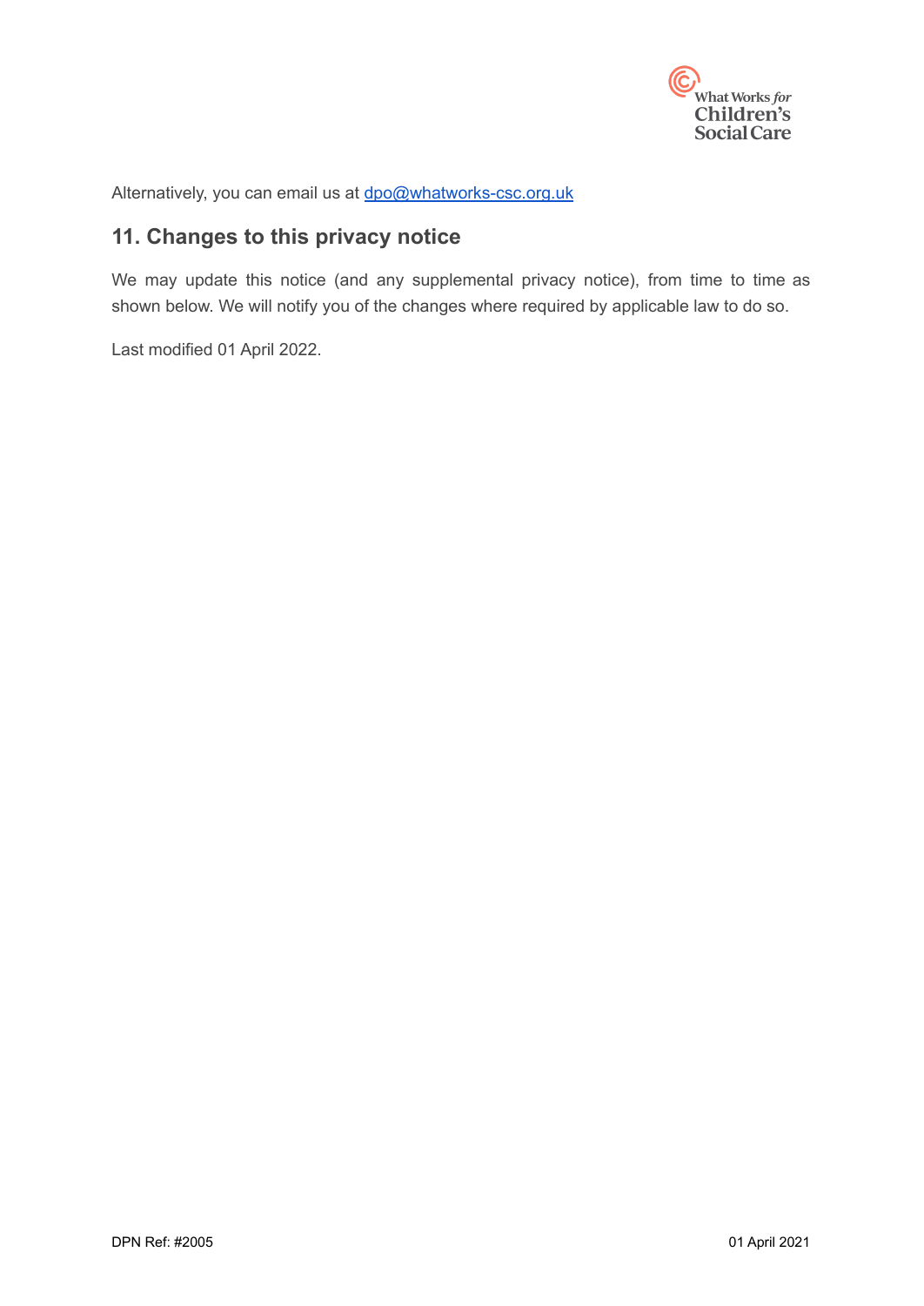Alternatively, you can email us at [dpo@whatworks-csc.org.uk](mailto:dpo@whatworks-csc.org.uk)

## 11. Changes to this privacy notice

We may update this notice (and any supplemental privacy notice), from time to time as shown below. We will notify you of the changes where required by applicable law to do so.

Last modified 01 April 2022.